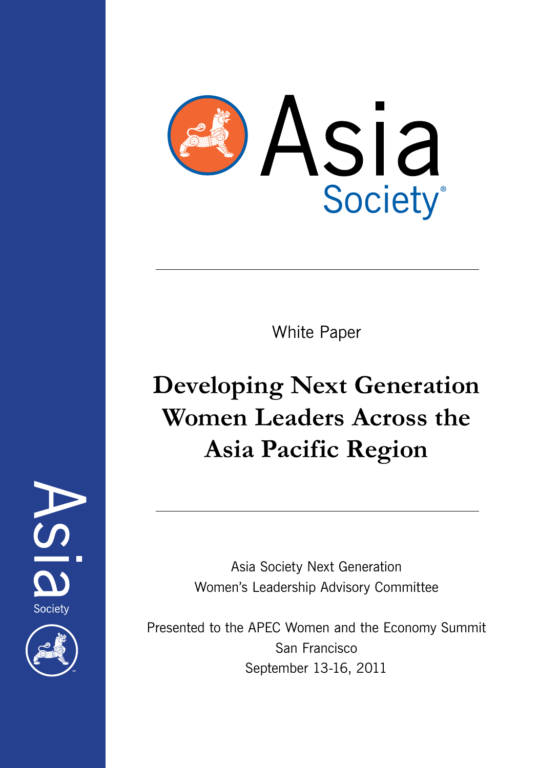Asia Society

White Paper

# Developing Next Generation Women Leaders Across the Asia Pacific Region

Asia Society Next Generation
Women's Leadership Advisory Committee

Presented to the APEC Women and the Economy Summit
San Francisco
September 13-16, 2011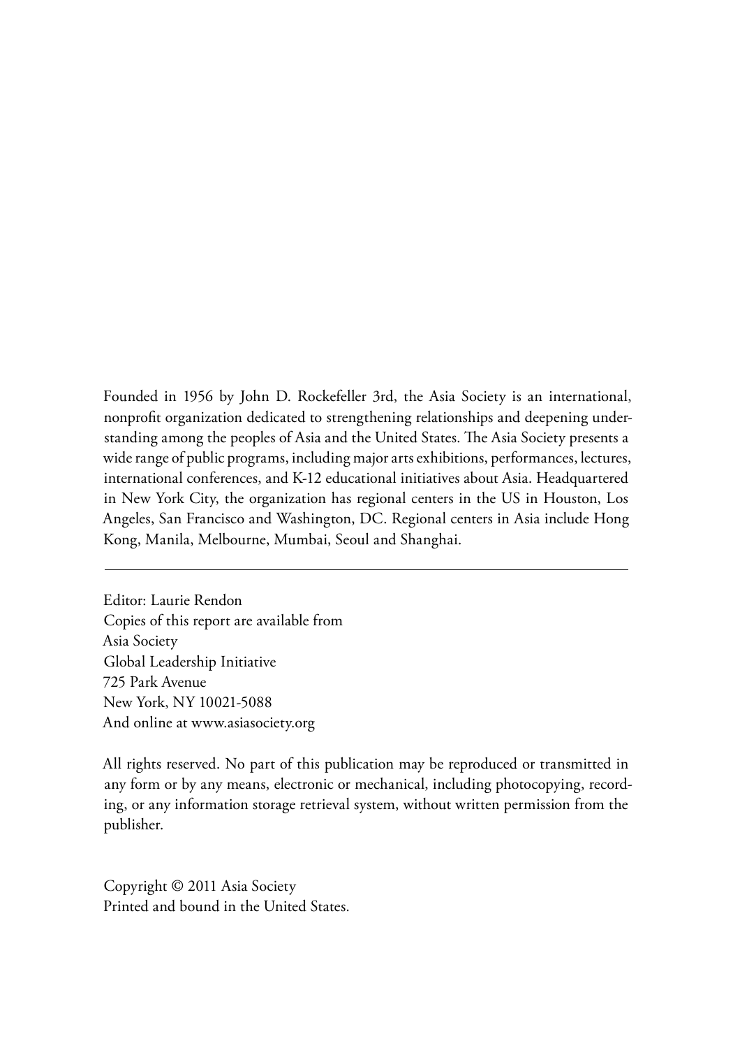Founded in 1956 by John D. Rockefeller 3rd, the Asia Society is an international, nonprofit organization dedicated to strengthening relationships and deepening understanding among the peoples of Asia and the United States. The Asia Society presents a wide range of public programs, including major arts exhibitions, performances, lectures, international conferences, and K-12 educational initiatives about Asia. Headquartered in New York City, the organization has regional centers in the US in Houston, Los Angeles, San Francisco and Washington, DC. Regional centers in Asia include Hong Kong, Manila, Melbourne, Mumbai, Seoul and Shanghai.

---

Editor: Laurie Rendon
Copies of this report are available from
Asia Society
Global Leadership Initiative
725 Park Avenue
New York, NY 10021-5088
And online at www.asiasociety.org

All rights reserved. No part of this publication may be reproduced or transmitted in any form or by any means, electronic or mechanical, including photocopying, recording, or any information storage retrieval system, without written permission from the publisher.

Copyright © 2011 Asia Society
Printed and bound in the United States.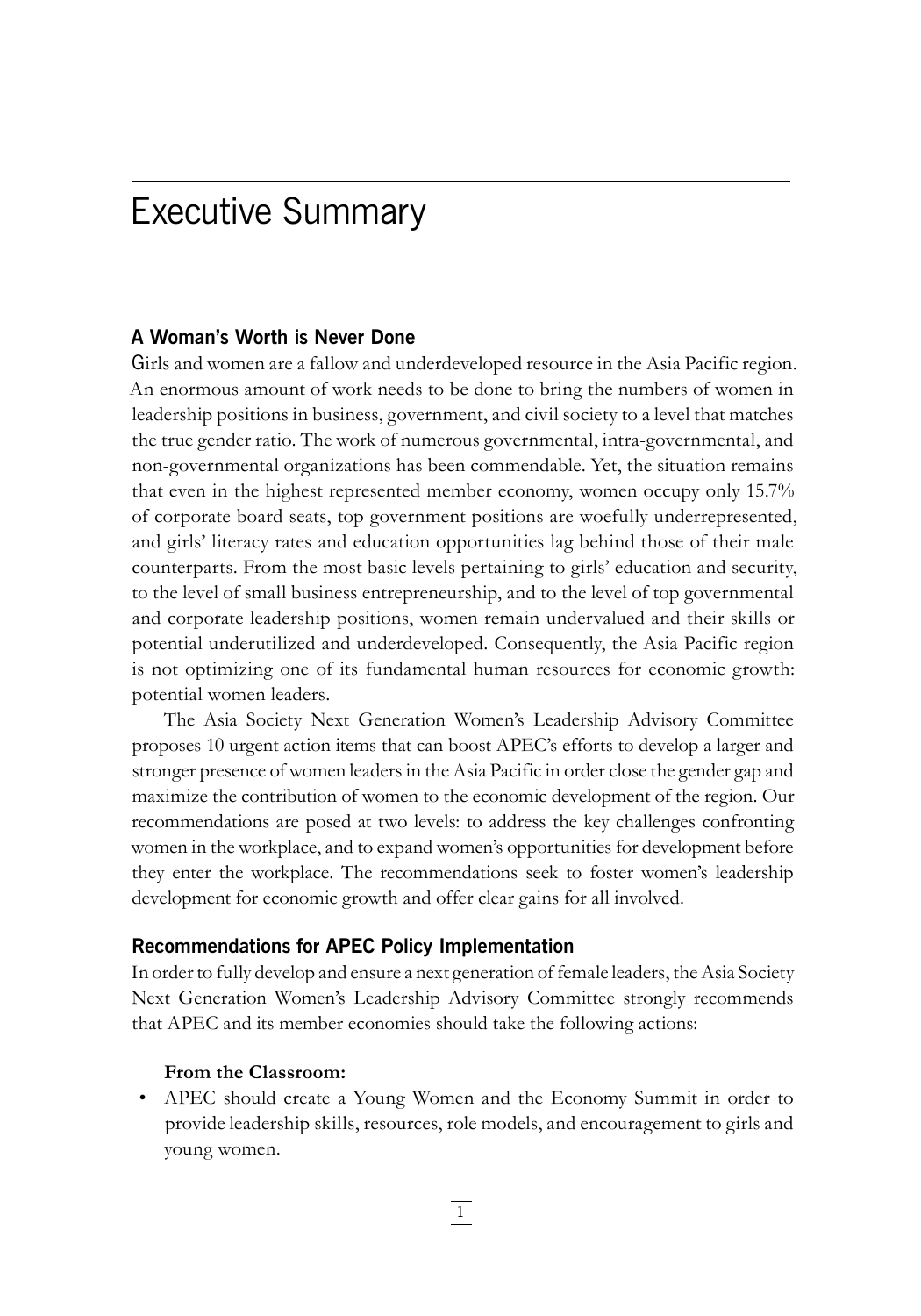# Executive Summary

### A Woman's Worth is Never Done

Girls and women are a fallow and underdeveloped resource in the Asia Pacific region. An enormous amount of work needs to be done to bring the numbers of women in leadership positions in business, government, and civil society to a level that matches the true gender ratio. The work of numerous governmental, intra-governmental, and non-governmental organizations has been commendable. Yet, the situation remains that even in the highest represented member economy, women occupy only 15.7% of corporate board seats, top government positions are woefully underrepresented, and girls' literacy rates and education opportunities lag behind those of their male counterparts. From the most basic levels pertaining to girls' education and security, to the level of small business entrepreneurship, and to the level of top governmental and corporate leadership positions, women remain undervalued and their skills or potential underutilized and underdeveloped. Consequently, the Asia Pacific region is not optimizing one of its fundamental human resources for economic growth: potential women leaders.

The Asia Society Next Generation Women's Leadership Advisory Committee proposes 10 urgent action items that can boost APEC's efforts to develop a larger and stronger presence of women leaders in the Asia Pacific in order close the gender gap and maximize the contribution of women to the economic development of the region. Our recommendations are posed at two levels: to address the key challenges confronting women in the workplace, and to expand women's opportunities for development before they enter the workplace. The recommendations seek to foster women's leadership development for economic growth and offer clear gains for all involved.

### Recommendations for APEC Policy Implementation

In order to fully develop and ensure a next generation of female leaders, the Asia Society Next Generation Women's Leadership Advisory Committee strongly recommends that APEC and its member economies should take the following actions:

**From the Classroom:**

- <u>APEC should create a Young Women and the Economy Summit</u> in order to provide leadership skills, resources, role models, and encouragement to girls and young women.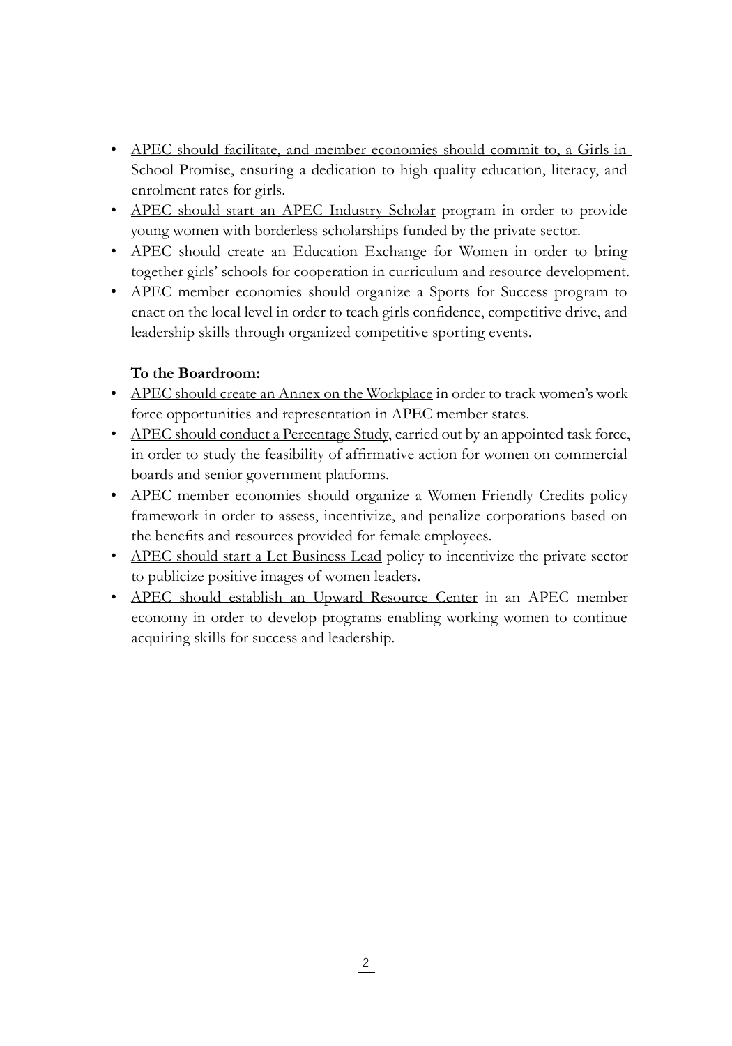- APEC should facilitate, and member economies should commit to, a Girls-in-School Promise, ensuring a dedication to high quality education, literacy, and enrolment rates for girls.
- APEC should start an APEC Industry Scholar program in order to provide young women with borderless scholarships funded by the private sector.
- APEC should create an Education Exchange for Women in order to bring together girls' schools for cooperation in curriculum and resource development.
- APEC member economies should organize a Sports for Success program to enact on the local level in order to teach girls confidence, competitive drive, and leadership skills through organized competitive sporting events.

**To the Boardroom:**

- APEC should create an Annex on the Workplace in order to track women's work force opportunities and representation in APEC member states.
- APEC should conduct a Percentage Study, carried out by an appointed task force, in order to study the feasibility of affirmative action for women on commercial boards and senior government platforms.
- APEC member economies should organize a Women-Friendly Credits policy framework in order to assess, incentivize, and penalize corporations based on the benefits and resources provided for female employees.
- APEC should start a Let Business Lead policy to incentivize the private sector to publicize positive images of women leaders.
- APEC should establish an Upward Resource Center in an APEC member economy in order to develop programs enabling working women to continue acquiring skills for success and leadership.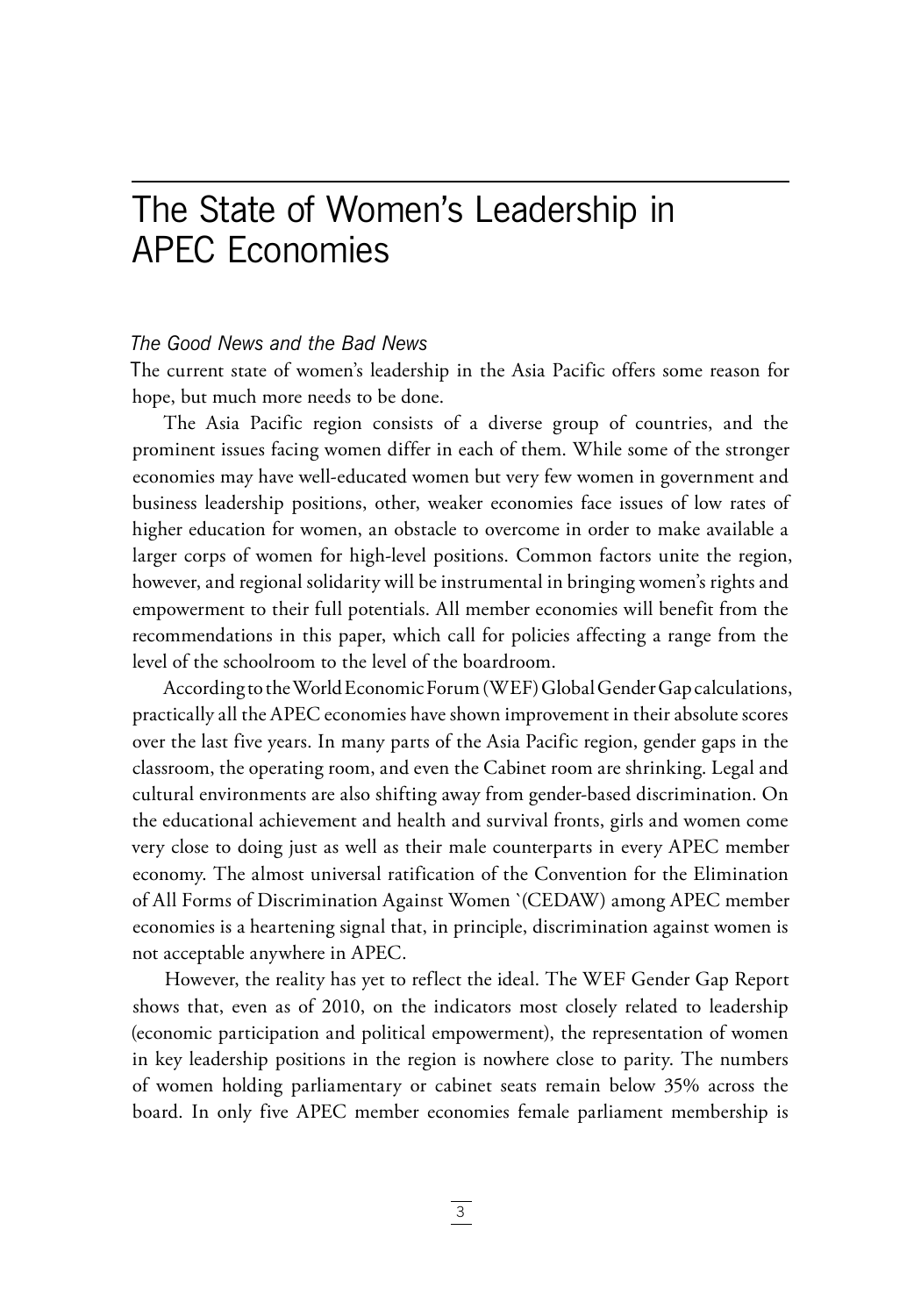# The State of Women's Leadership in APEC Economies

*The Good News and the Bad News*

The current state of women's leadership in the Asia Pacific offers some reason for hope, but much more needs to be done.

The Asia Pacific region consists of a diverse group of countries, and the prominent issues facing women differ in each of them. While some of the stronger economies may have well-educated women but very few women in government and business leadership positions, other, weaker economies face issues of low rates of higher education for women, an obstacle to overcome in order to make available a larger corps of women for high-level positions. Common factors unite the region, however, and regional solidarity will be instrumental in bringing women's rights and empowerment to their full potentials. All member economies will benefit from the recommendations in this paper, which call for policies affecting a range from the level of the schoolroom to the level of the boardroom.

According to the World Economic Forum (WEF) Global Gender Gap calculations, practically all the APEC economies have shown improvement in their absolute scores over the last five years. In many parts of the Asia Pacific region, gender gaps in the classroom, the operating room, and even the Cabinet room are shrinking. Legal and cultural environments are also shifting away from gender-based discrimination. On the educational achievement and health and survival fronts, girls and women come very close to doing just as well as their male counterparts in every APEC member economy. The almost universal ratification of the Convention for the Elimination of All Forms of Discrimination Against Women `(CEDAW) among APEC member economies is a heartening signal that, in principle, discrimination against women is not acceptable anywhere in APEC.

However, the reality has yet to reflect the ideal. The WEF Gender Gap Report shows that, even as of 2010, on the indicators most closely related to leadership (economic participation and political empowerment), the representation of women in key leadership positions in the region is nowhere close to parity. The numbers of women holding parliamentary or cabinet seats remain below 35% across the board. In only five APEC member economies female parliament membership is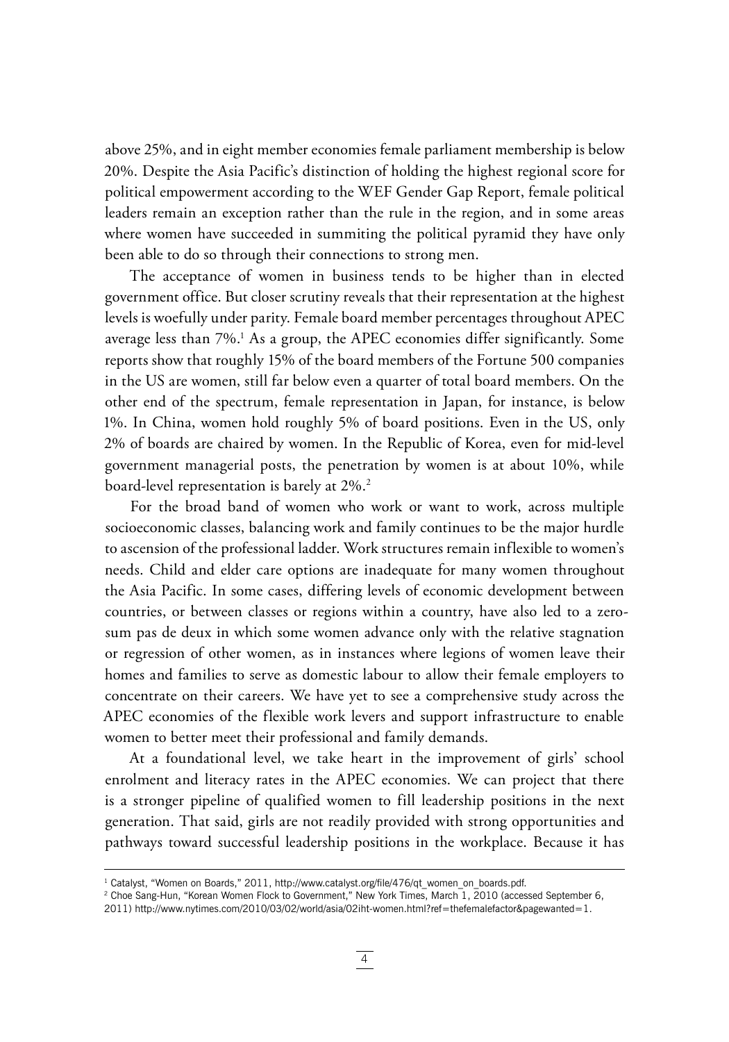above 25%, and in eight member economies female parliament membership is below 20%. Despite the Asia Pacific's distinction of holding the highest regional score for political empowerment according to the WEF Gender Gap Report, female political leaders remain an exception rather than the rule in the region, and in some areas where women have succeeded in summiting the political pyramid they have only been able to do so through their connections to strong men.

The acceptance of women in business tends to be higher than in elected government office. But closer scrutiny reveals that their representation at the highest levels is woefully under parity. Female board member percentages throughout APEC average less than 7%.[1] As a group, the APEC economies differ significantly. Some reports show that roughly 15% of the board members of the Fortune 500 companies in the US are women, still far below even a quarter of total board members. On the other end of the spectrum, female representation in Japan, for instance, is below 1%. In China, women hold roughly 5% of board positions. Even in the US, only 2% of boards are chaired by women. In the Republic of Korea, even for mid-level government managerial posts, the penetration by women is at about 10%, while board-level representation is barely at 2%.[2]

For the broad band of women who work or want to work, across multiple socioeconomic classes, balancing work and family continues to be the major hurdle to ascension of the professional ladder. Work structures remain inflexible to women's needs. Child and elder care options are inadequate for many women throughout the Asia Pacific. In some cases, differing levels of economic development between countries, or between classes or regions within a country, have also led to a zero-sum pas de deux in which some women advance only with the relative stagnation or regression of other women, as in instances where legions of women leave their homes and families to serve as domestic labour to allow their female employers to concentrate on their careers. We have yet to see a comprehensive study across the APEC economies of the flexible work levers and support infrastructure to enable women to better meet their professional and family demands.

At a foundational level, we take heart in the improvement of girls' school enrolment and literacy rates in the APEC economies. We can project that there is a stronger pipeline of qualified women to fill leadership positions in the next generation. That said, girls are not readily provided with strong opportunities and pathways toward successful leadership positions in the workplace. Because it has

---

[1] Catalyst, "Women on Boards," 2011, http://www.catalyst.org/file/476/qt_women_on_boards.pdf.

[2] Choe Sang-Hun, "Korean Women Flock to Government," New York Times, March 1, 2010 (accessed September 6, 2011) http://www.nytimes.com/2010/03/02/world/asia/02iht-women.html?ref=thefemalefactor&pagewanted=1.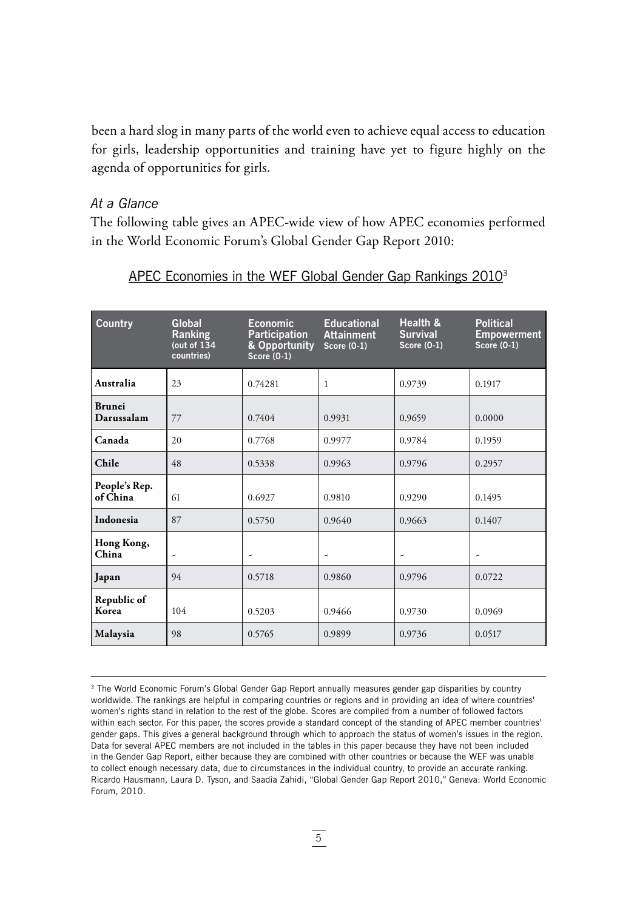been a hard slog in many parts of the world even to achieve equal access to education for girls, leadership opportunities and training have yet to figure highly on the agenda of opportunities for girls.

*At a Glance*

The following table gives an APEC-wide view of how APEC economies performed in the World Economic Forum's Global Gender Gap Report 2010:

APEC Economies in the WEF Global Gender Gap Rankings 2010[3]

| Country | Global Ranking (out of 134 countries) | Economic Participation & Opportunity Score (0-1) | Educational Attainment Score (0-1) | Health & Survival Score (0-1) | Political Empowerment Score (0-1) |
|---|---|---|---|---|---|
| **Australia** | 23 | 0.74281 | 1 | 0.9739 | 0.1917 |
| **Brunei Darussalam** | 77 | 0.7404 | 0.9931 | 0.9659 | 0.0000 |
| **Canada** | 20 | 0.7768 | 0.9977 | 0.9784 | 0.1959 |
| **Chile** | 48 | 0.5338 | 0.9963 | 0.9796 | 0.2957 |
| **People's Rep. of China** | 61 | 0.6927 | 0.9810 | 0.9290 | 0.1495 |
| **Indonesia** | 87 | 0.5750 | 0.9640 | 0.9663 | 0.1407 |
| **Hong Kong, China** | – | – | – | – | – |
| **Japan** | 94 | 0.5718 | 0.9860 | 0.9796 | 0.0722 |
| **Republic of Korea** | 104 | 0.5203 | 0.9466 | 0.9730 | 0.0969 |
| **Malaysia** | 98 | 0.5765 | 0.9899 | 0.9736 | 0.0517 |

[3] The World Economic Forum's Global Gender Gap Report annually measures gender gap disparities by country worldwide. The rankings are helpful in comparing countries or regions and in providing an idea of where countries' women's rights stand in relation to the rest of the globe. Scores are compiled from a number of followed factors within each sector. For this paper, the scores provide a standard concept of the standing of APEC member countries' gender gaps. This gives a general background through which to approach the status of women's issues in the region. Data for several APEC members are not included in the tables in this paper because they have not been included in the Gender Gap Report, either because they are combined with other countries or because the WEF was unable to collect enough necessary data, due to circumstances in the individual country, to provide an accurate ranking. Ricardo Hausmann, Laura D. Tyson, and Saadia Zahidi, "Global Gender Gap Report 2010," Geneva: World Economic Forum, 2010.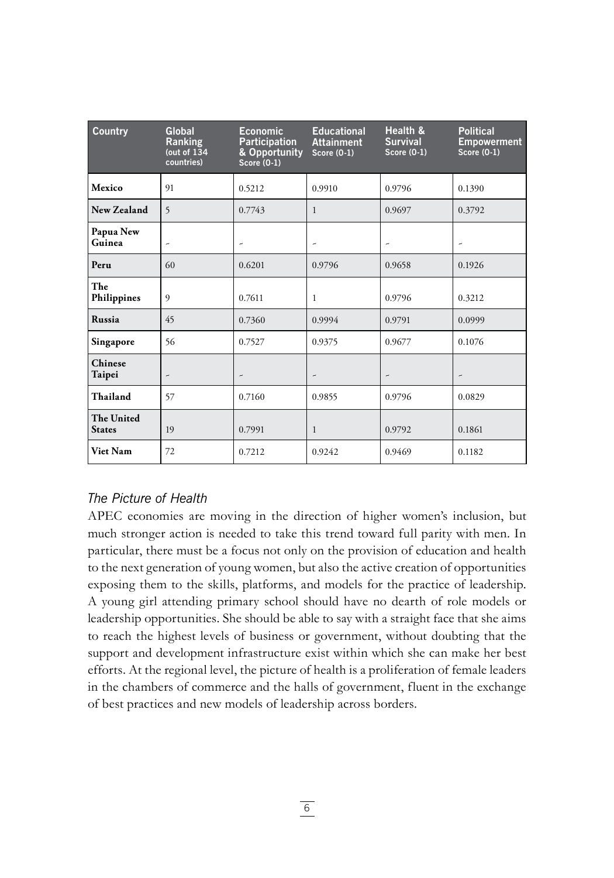| Country | Global Ranking (out of 134 countries) | Economic Participation & Opportunity Score (0-1) | Educational Attainment Score (0-1) | Health & Survival Score (0-1) | Political Empowerment Score (0-1) |
|---|---|---|---|---|---|
| **Mexico** | 91 | 0.5212 | 0.9910 | 0.9796 | 0.1390 |
| **New Zealand** | 5 | 0.7743 | 1 | 0.9697 | 0.3792 |
| **Papua New Guinea** | - | - | - | - | - |
| **Peru** | 60 | 0.6201 | 0.9796 | 0.9658 | 0.1926 |
| **The Philippines** | 9 | 0.7611 | 1 | 0.9796 | 0.3212 |
| **Russia** | 45 | 0.7360 | 0.9994 | 0.9791 | 0.0999 |
| **Singapore** | 56 | 0.7527 | 0.9375 | 0.9677 | 0.1076 |
| **Chinese Taipei** | - | - | - | - | - |
| **Thailand** | 57 | 0.7160 | 0.9855 | 0.9796 | 0.0829 |
| **The United States** | 19 | 0.7991 | 1 | 0.9792 | 0.1861 |
| **Viet Nam** | 72 | 0.7212 | 0.9242 | 0.9469 | 0.1182 |

### *The Picture of Health*

APEC economies are moving in the direction of higher women's inclusion, but much stronger action is needed to take this trend toward full parity with men. In particular, there must be a focus not only on the provision of education and health to the next generation of young women, but also the active creation of opportunities exposing them to the skills, platforms, and models for the practice of leadership. A young girl attending primary school should have no dearth of role models or leadership opportunities. She should be able to say with a straight face that she aims to reach the highest levels of business or government, without doubting that the support and development infrastructure exist within which she can make her best efforts. At the regional level, the picture of health is a proliferation of female leaders in the chambers of commerce and the halls of government, fluent in the exchange of best practices and new models of leadership across borders.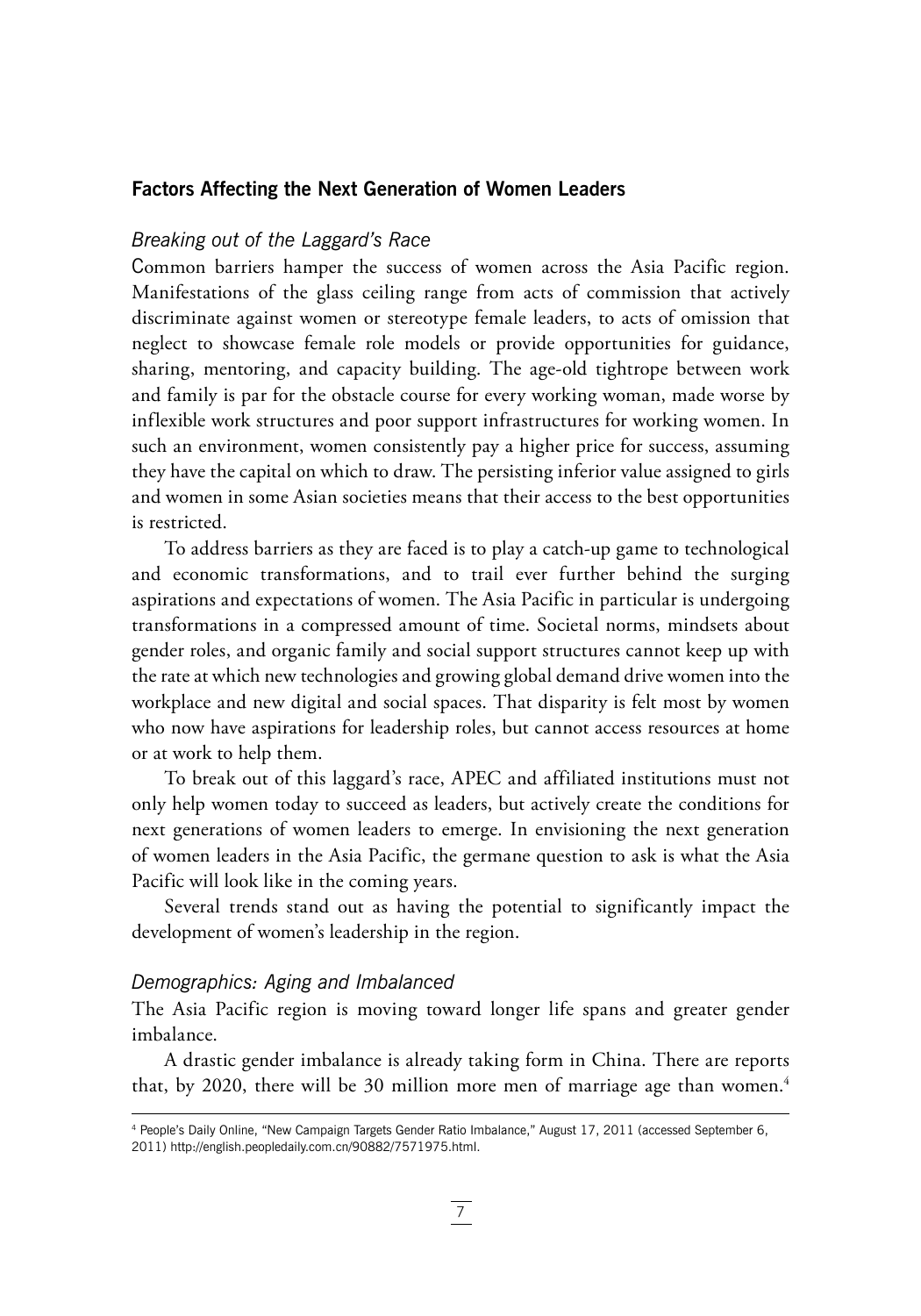## Factors Affecting the Next Generation of Women Leaders

### *Breaking out of the Laggard's Race*

Common barriers hamper the success of women across the Asia Pacific region. Manifestations of the glass ceiling range from acts of commission that actively discriminate against women or stereotype female leaders, to acts of omission that neglect to showcase female role models or provide opportunities for guidance, sharing, mentoring, and capacity building. The age-old tightrope between work and family is par for the obstacle course for every working woman, made worse by inflexible work structures and poor support infrastructures for working women. In such an environment, women consistently pay a higher price for success, assuming they have the capital on which to draw. The persisting inferior value assigned to girls and women in some Asian societies means that their access to the best opportunities is restricted.

To address barriers as they are faced is to play a catch-up game to technological and economic transformations, and to trail ever further behind the surging aspirations and expectations of women. The Asia Pacific in particular is undergoing transformations in a compressed amount of time. Societal norms, mindsets about gender roles, and organic family and social support structures cannot keep up with the rate at which new technologies and growing global demand drive women into the workplace and new digital and social spaces. That disparity is felt most by women who now have aspirations for leadership roles, but cannot access resources at home or at work to help them.

To break out of this laggard's race, APEC and affiliated institutions must not only help women today to succeed as leaders, but actively create the conditions for next generations of women leaders to emerge. In envisioning the next generation of women leaders in the Asia Pacific, the germane question to ask is what the Asia Pacific will look like in the coming years.

Several trends stand out as having the potential to significantly impact the development of women's leadership in the region.

### *Demographics: Aging and Imbalanced*

The Asia Pacific region is moving toward longer life spans and greater gender imbalance.

A drastic gender imbalance is already taking form in China. There are reports that, by 2020, there will be 30 million more men of marriage age than women.[4]

[4] People's Daily Online, "New Campaign Targets Gender Ratio Imbalance," August 17, 2011 (accessed September 6, 2011) http://english.peopledaily.com.cn/90882/7571975.html.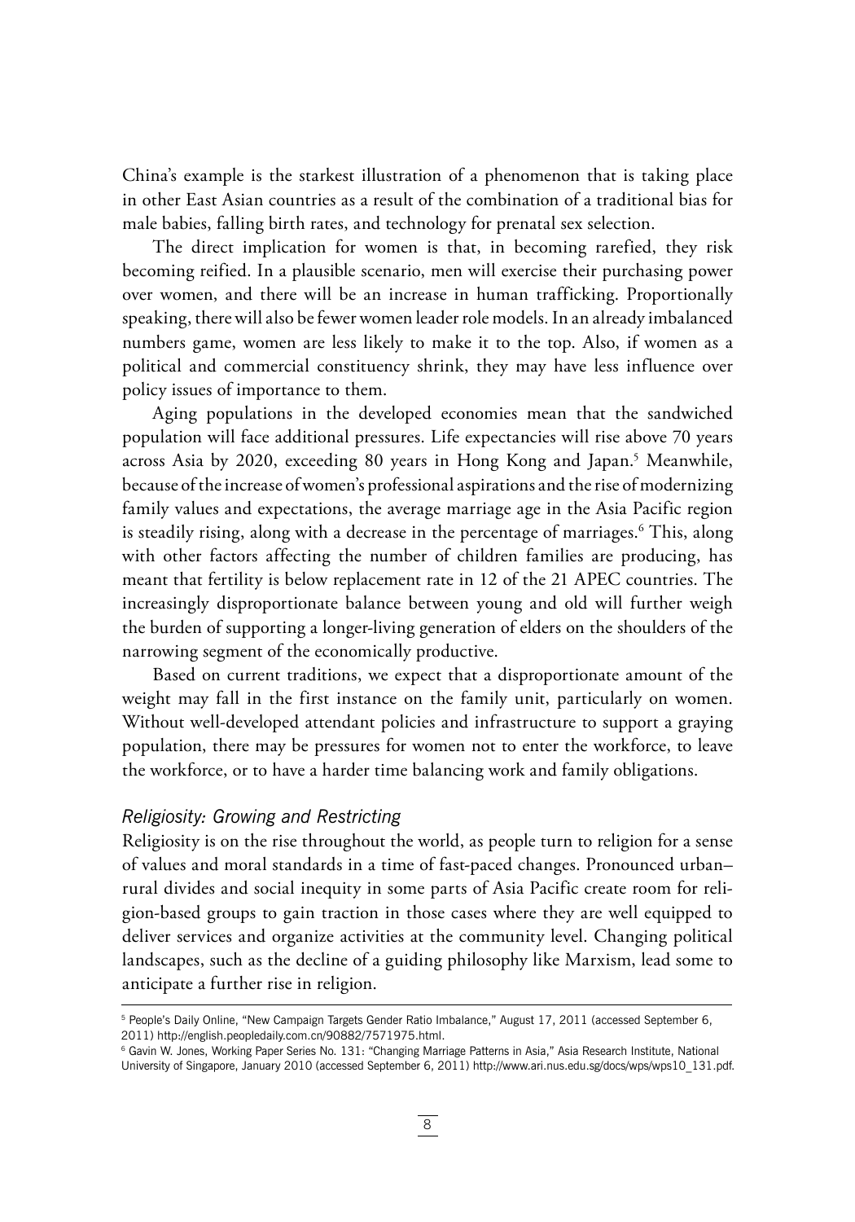China's example is the starkest illustration of a phenomenon that is taking place in other East Asian countries as a result of the combination of a traditional bias for male babies, falling birth rates, and technology for prenatal sex selection.

The direct implication for women is that, in becoming rarefied, they risk becoming reified. In a plausible scenario, men will exercise their purchasing power over women, and there will be an increase in human trafficking. Proportionally speaking, there will also be fewer women leader role models. In an already imbalanced numbers game, women are less likely to make it to the top. Also, if women as a political and commercial constituency shrink, they may have less influence over policy issues of importance to them.

Aging populations in the developed economies mean that the sandwiched population will face additional pressures. Life expectancies will rise above 70 years across Asia by 2020, exceeding 80 years in Hong Kong and Japan.[5] Meanwhile, because of the increase of women's professional aspirations and the rise of modernizing family values and expectations, the average marriage age in the Asia Pacific region is steadily rising, along with a decrease in the percentage of marriages.[6] This, along with other factors affecting the number of children families are producing, has meant that fertility is below replacement rate in 12 of the 21 APEC countries. The increasingly disproportionate balance between young and old will further weigh the burden of supporting a longer-living generation of elders on the shoulders of the narrowing segment of the economically productive.

Based on current traditions, we expect that a disproportionate amount of the weight may fall in the first instance on the family unit, particularly on women. Without well-developed attendant policies and infrastructure to support a graying population, there may be pressures for women not to enter the workforce, to leave the workforce, or to have a harder time balancing work and family obligations.

### *Religiosity: Growing and Restricting*

Religiosity is on the rise throughout the world, as people turn to religion for a sense of values and moral standards in a time of fast-paced changes. Pronounced urban–rural divides and social inequity in some parts of Asia Pacific create room for religion-based groups to gain traction in those cases where they are well equipped to deliver services and organize activities at the community level. Changing political landscapes, such as the decline of a guiding philosophy like Marxism, lead some to anticipate a further rise in religion.

---

[5] People's Daily Online, "New Campaign Targets Gender Ratio Imbalance," August 17, 2011 (accessed September 6, 2011) http://english.peopledaily.com.cn/90882/7571975.html.

[6] Gavin W. Jones, Working Paper Series No. 131: "Changing Marriage Patterns in Asia," Asia Research Institute, National University of Singapore, January 2010 (accessed September 6, 2011) http://www.ari.nus.edu.sg/docs/wps/wps10_131.pdf.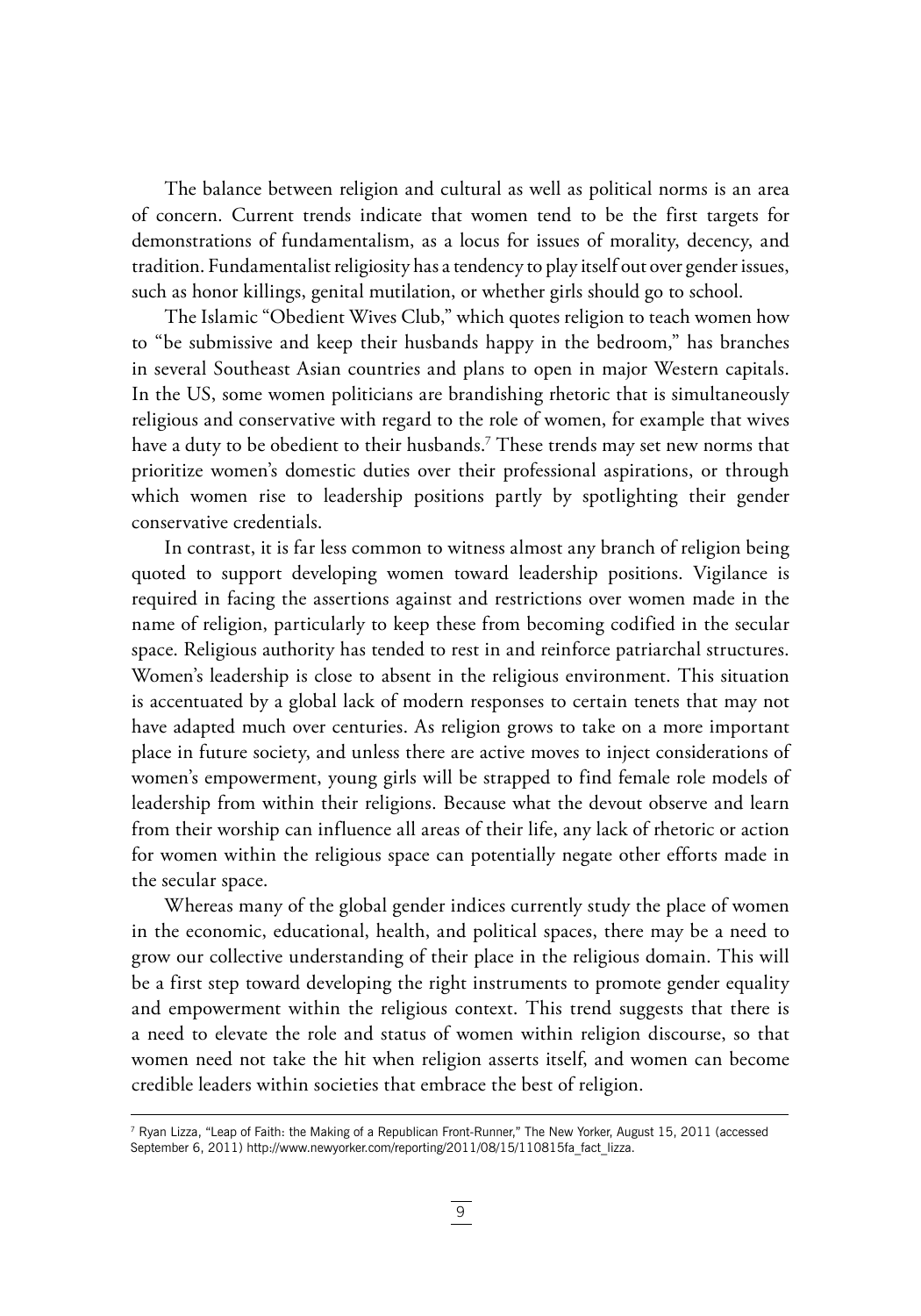The balance between religion and cultural as well as political norms is an area of concern. Current trends indicate that women tend to be the first targets for demonstrations of fundamentalism, as a locus for issues of morality, decency, and tradition. Fundamentalist religiosity has a tendency to play itself out over gender issues, such as honor killings, genital mutilation, or whether girls should go to school.

The Islamic "Obedient Wives Club," which quotes religion to teach women how to "be submissive and keep their husbands happy in the bedroom," has branches in several Southeast Asian countries and plans to open in major Western capitals. In the US, some women politicians are brandishing rhetoric that is simultaneously religious and conservative with regard to the role of women, for example that wives have a duty to be obedient to their husbands.[7] These trends may set new norms that prioritize women's domestic duties over their professional aspirations, or through which women rise to leadership positions partly by spotlighting their gender conservative credentials.

In contrast, it is far less common to witness almost any branch of religion being quoted to support developing women toward leadership positions. Vigilance is required in facing the assertions against and restrictions over women made in the name of religion, particularly to keep these from becoming codified in the secular space. Religious authority has tended to rest in and reinforce patriarchal structures. Women's leadership is close to absent in the religious environment. This situation is accentuated by a global lack of modern responses to certain tenets that may not have adapted much over centuries. As religion grows to take on a more important place in future society, and unless there are active moves to inject considerations of women's empowerment, young girls will be strapped to find female role models of leadership from within their religions. Because what the devout observe and learn from their worship can influence all areas of their life, any lack of rhetoric or action for women within the religious space can potentially negate other efforts made in the secular space.

Whereas many of the global gender indices currently study the place of women in the economic, educational, health, and political spaces, there may be a need to grow our collective understanding of their place in the religious domain. This will be a first step toward developing the right instruments to promote gender equality and empowerment within the religious context. This trend suggests that there is a need to elevate the role and status of women within religion discourse, so that women need not take the hit when religion asserts itself, and women can become credible leaders within societies that embrace the best of religion.

---

[7] Ryan Lizza, "Leap of Faith: the Making of a Republican Front-Runner," The New Yorker, August 15, 2011 (accessed September 6, 2011) http://www.newyorker.com/reporting/2011/08/15/110815fa_fact_lizza.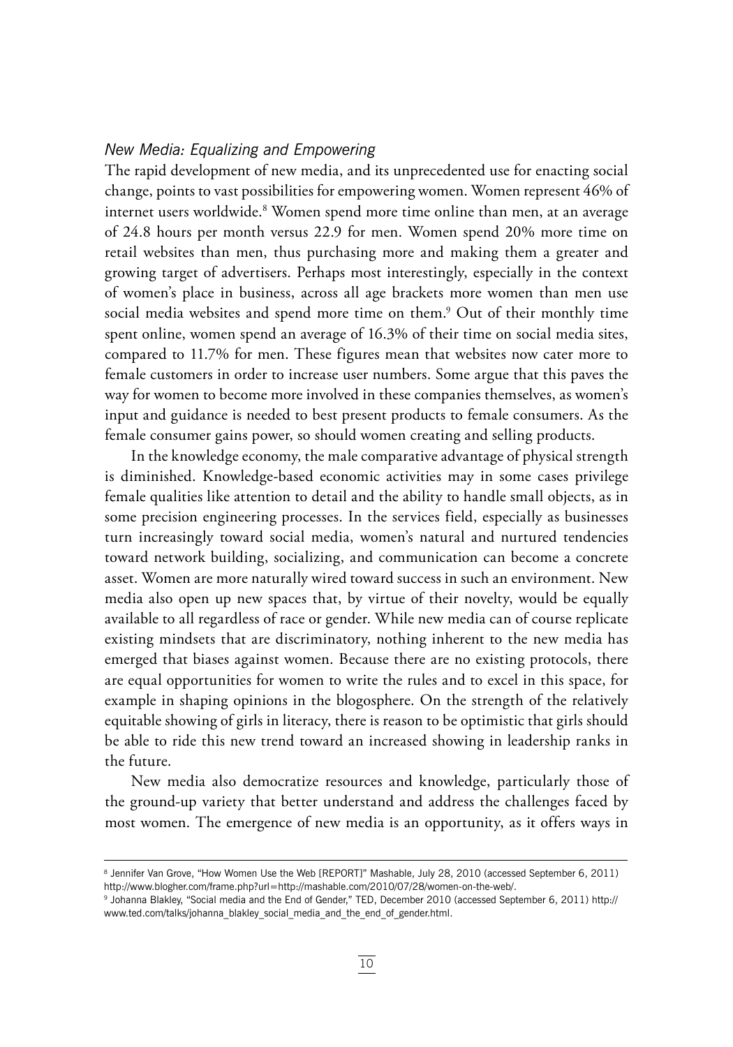### *New Media: Equalizing and Empowering*

The rapid development of new media, and its unprecedented use for enacting social change, points to vast possibilities for empowering women. Women represent 46% of internet users worldwide.[8] Women spend more time online than men, at an average of 24.8 hours per month versus 22.9 for men. Women spend 20% more time on retail websites than men, thus purchasing more and making them a greater and growing target of advertisers. Perhaps most interestingly, especially in the context of women's place in business, across all age brackets more women than men use social media websites and spend more time on them.[9] Out of their monthly time spent online, women spend an average of 16.3% of their time on social media sites, compared to 11.7% for men. These figures mean that websites now cater more to female customers in order to increase user numbers. Some argue that this paves the way for women to become more involved in these companies themselves, as women's input and guidance is needed to best present products to female consumers. As the female consumer gains power, so should women creating and selling products.

In the knowledge economy, the male comparative advantage of physical strength is diminished. Knowledge-based economic activities may in some cases privilege female qualities like attention to detail and the ability to handle small objects, as in some precision engineering processes. In the services field, especially as businesses turn increasingly toward social media, women's natural and nurtured tendencies toward network building, socializing, and communication can become a concrete asset. Women are more naturally wired toward success in such an environment. New media also open up new spaces that, by virtue of their novelty, would be equally available to all regardless of race or gender. While new media can of course replicate existing mindsets that are discriminatory, nothing inherent to the new media has emerged that biases against women. Because there are no existing protocols, there are equal opportunities for women to write the rules and to excel in this space, for example in shaping opinions in the blogosphere. On the strength of the relatively equitable showing of girls in literacy, there is reason to be optimistic that girls should be able to ride this new trend toward an increased showing in leadership ranks in the future.

New media also democratize resources and knowledge, particularly those of the ground-up variety that better understand and address the challenges faced by most women. The emergence of new media is an opportunity, as it offers ways in

---

[8] Jennifer Van Grove, "How Women Use the Web [REPORT]" Mashable, July 28, 2010 (accessed September 6, 2011) http://www.blogher.com/frame.php?url=http://mashable.com/2010/07/28/women-on-the-web/.

[9] Johanna Blakley, "Social media and the End of Gender," TED, December 2010 (accessed September 6, 2011) http://www.ted.com/talks/johanna_blakley_social_media_and_the_end_of_gender.html.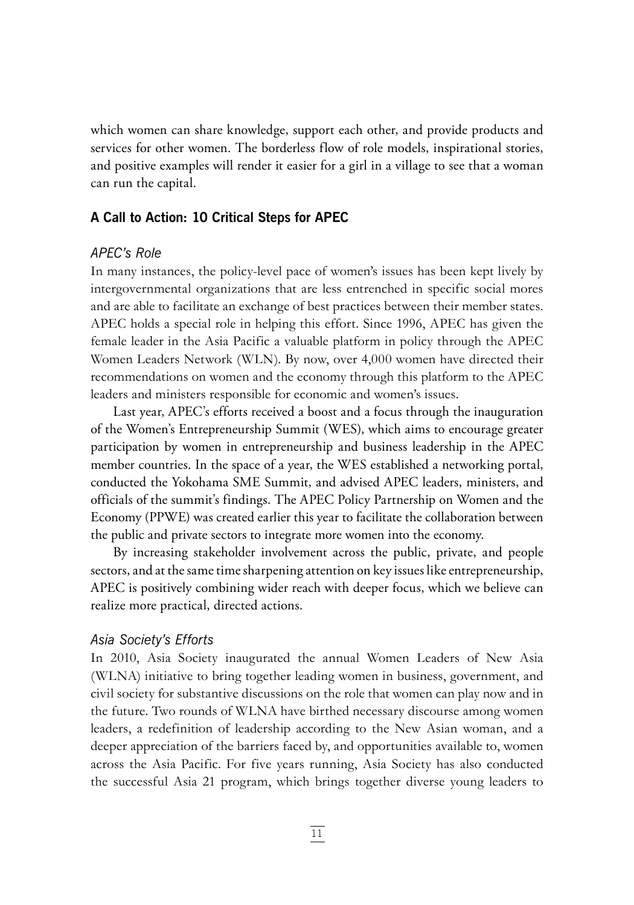which women can share knowledge, support each other, and provide products and services for other women. The borderless flow of role models, inspirational stories, and positive examples will render it easier for a girl in a village to see that a woman can run the capital.

## A Call to Action: 10 Critical Steps for APEC

### *APEC's Role*

In many instances, the policy-level pace of women's issues has been kept lively by intergovernmental organizations that are less entrenched in specific social mores and are able to facilitate an exchange of best practices between their member states. APEC holds a special role in helping this effort. Since 1996, APEC has given the female leader in the Asia Pacific a valuable platform in policy through the APEC Women Leaders Network (WLN). By now, over 4,000 women have directed their recommendations on women and the economy through this platform to the APEC leaders and ministers responsible for economic and women's issues.

Last year, APEC's efforts received a boost and a focus through the inauguration of the Women's Entrepreneurship Summit (WES), which aims to encourage greater participation by women in entrepreneurship and business leadership in the APEC member countries. In the space of a year, the WES established a networking portal, conducted the Yokohama SME Summit, and advised APEC leaders, ministers, and officials of the summit's findings. The APEC Policy Partnership on Women and the Economy (PPWE) was created earlier this year to facilitate the collaboration between the public and private sectors to integrate more women into the economy.

By increasing stakeholder involvement across the public, private, and people sectors, and at the same time sharpening attention on key issues like entrepreneurship, APEC is positively combining wider reach with deeper focus, which we believe can realize more practical, directed actions.

### *Asia Society's Efforts*

In 2010, Asia Society inaugurated the annual Women Leaders of New Asia (WLNA) initiative to bring together leading women in business, government, and civil society for substantive discussions on the role that women can play now and in the future. Two rounds of WLNA have birthed necessary discourse among women leaders, a redefinition of leadership according to the New Asian woman, and a deeper appreciation of the barriers faced by, and opportunities available to, women across the Asia Pacific. For five years running, Asia Society has also conducted the successful Asia 21 program, which brings together diverse young leaders to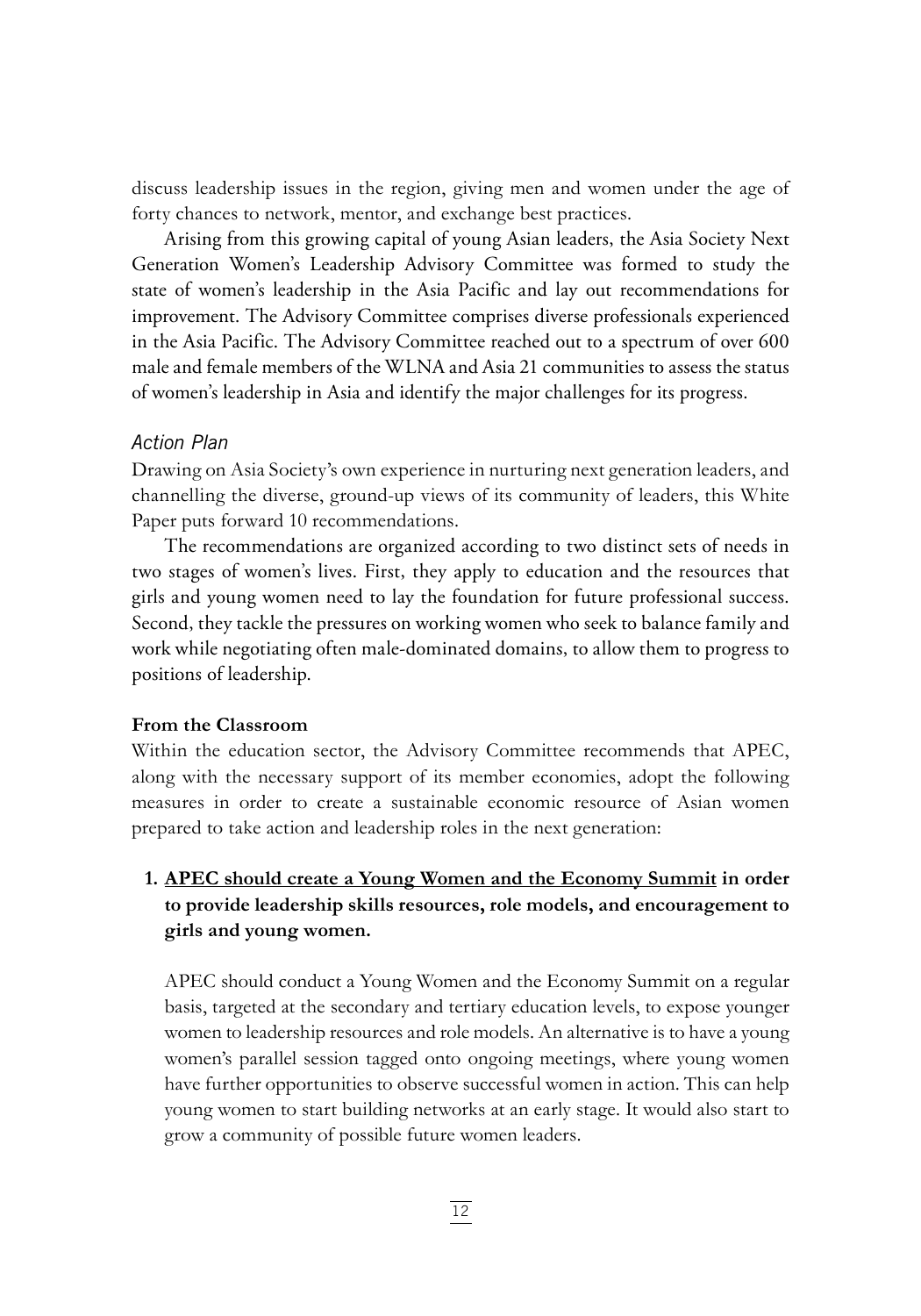discuss leadership issues in the region, giving men and women under the age of forty chances to network, mentor, and exchange best practices.

Arising from this growing capital of young Asian leaders, the Asia Society Next Generation Women's Leadership Advisory Committee was formed to study the state of women's leadership in the Asia Pacific and lay out recommendations for improvement. The Advisory Committee comprises diverse professionals experienced in the Asia Pacific. The Advisory Committee reached out to a spectrum of over 600 male and female members of the WLNA and Asia 21 communities to assess the status of women's leadership in Asia and identify the major challenges for its progress.

### *Action Plan*

Drawing on Asia Society's own experience in nurturing next generation leaders, and channelling the diverse, ground-up views of its community of leaders, this White Paper puts forward 10 recommendations.

The recommendations are organized according to two distinct sets of needs in two stages of women's lives. First, they apply to education and the resources that girls and young women need to lay the foundation for future professional success. Second, they tackle the pressures on working women who seek to balance family and work while negotiating often male-dominated domains, to allow them to progress to positions of leadership.

**From the Classroom**

Within the education sector, the Advisory Committee recommends that APEC, along with the necessary support of its member economies, adopt the following measures in order to create a sustainable economic resource of Asian women prepared to take action and leadership roles in the next generation:

1. **<u>APEC should create a Young Women and the Economy Summit</u> in order to provide leadership skills resources, role models, and encouragement to girls and young women.**

   APEC should conduct a Young Women and the Economy Summit on a regular basis, targeted at the secondary and tertiary education levels, to expose younger women to leadership resources and role models. An alternative is to have a young women's parallel session tagged onto ongoing meetings, where young women have further opportunities to observe successful women in action. This can help young women to start building networks at an early stage. It would also start to grow a community of possible future women leaders.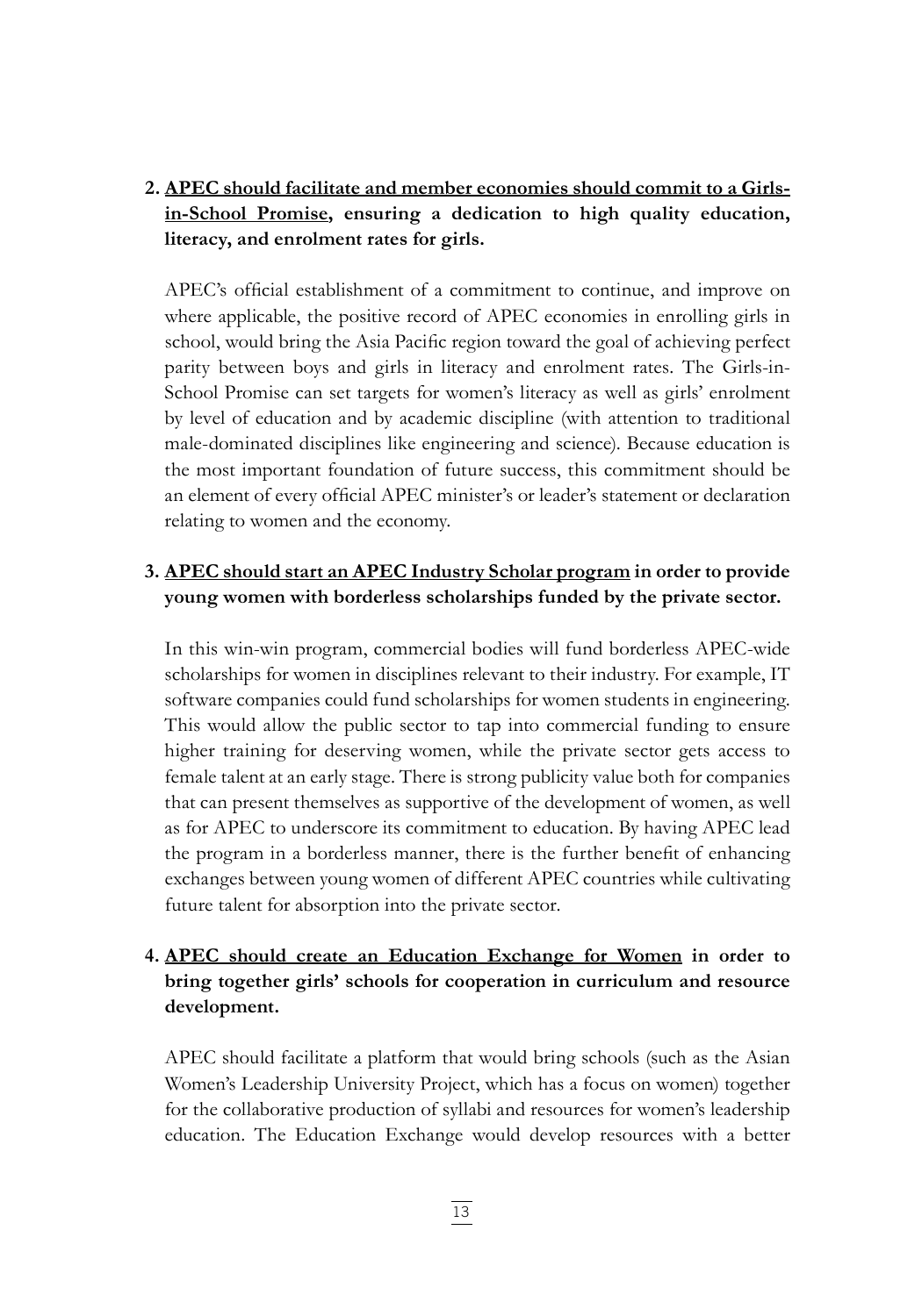2. **<u>APEC should facilitate and member economies should commit to a Girls-in-School Promise</u>, ensuring a dedication to high quality education, literacy, and enrolment rates for girls.**

   APEC's official establishment of a commitment to continue, and improve on where applicable, the positive record of APEC economies in enrolling girls in school, would bring the Asia Pacific region toward the goal of achieving perfect parity between boys and girls in literacy and enrolment rates. The Girls-in-School Promise can set targets for women's literacy as well as girls' enrolment by level of education and by academic discipline (with attention to traditional male-dominated disciplines like engineering and science). Because education is the most important foundation of future success, this commitment should be an element of every official APEC minister's or leader's statement or declaration relating to women and the economy.

3. **<u>APEC should start an APEC Industry Scholar program</u> in order to provide young women with borderless scholarships funded by the private sector.**

   In this win-win program, commercial bodies will fund borderless APEC-wide scholarships for women in disciplines relevant to their industry. For example, IT software companies could fund scholarships for women students in engineering. This would allow the public sector to tap into commercial funding to ensure higher training for deserving women, while the private sector gets access to female talent at an early stage. There is strong publicity value both for companies that can present themselves as supportive of the development of women, as well as for APEC to underscore its commitment to education. By having APEC lead the program in a borderless manner, there is the further benefit of enhancing exchanges between young women of different APEC countries while cultivating future talent for absorption into the private sector.

4. **<u>APEC should create an Education Exchange for Women</u> in order to bring together girls' schools for cooperation in curriculum and resource development.**

   APEC should facilitate a platform that would bring schools (such as the Asian Women's Leadership University Project, which has a focus on women) together for the collaborative production of syllabi and resources for women's leadership education. The Education Exchange would develop resources with a better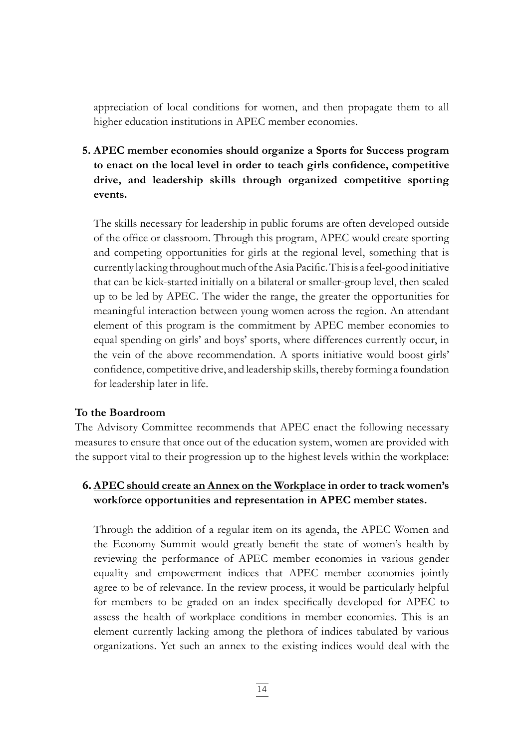appreciation of local conditions for women, and then propagate them to all higher education institutions in APEC member economies.

**5. APEC member economies should organize a Sports for Success program to enact on the local level in order to teach girls confidence, competitive drive, and leadership skills through organized competitive sporting events.**

The skills necessary for leadership in public forums are often developed outside of the office or classroom. Through this program, APEC would create sporting and competing opportunities for girls at the regional level, something that is currently lacking throughout much of the Asia Pacific. This is a feel-good initiative that can be kick-started initially on a bilateral or smaller-group level, then scaled up to be led by APEC. The wider the range, the greater the opportunities for meaningful interaction between young women across the region. An attendant element of this program is the commitment by APEC member economies to equal spending on girls' and boys' sports, where differences currently occur, in the vein of the above recommendation. A sports initiative would boost girls' confidence, competitive drive, and leadership skills, thereby forming a foundation for leadership later in life.

**To the Boardroom**

The Advisory Committee recommends that APEC enact the following necessary measures to ensure that once out of the education system, women are provided with the support vital to their progression up to the highest levels within the workplace:

**6. <u>APEC should create an Annex on the Workplace</u> in order to track women's workforce opportunities and representation in APEC member states.**

Through the addition of a regular item on its agenda, the APEC Women and the Economy Summit would greatly benefit the state of women's health by reviewing the performance of APEC member economies in various gender equality and empowerment indices that APEC member economies jointly agree to be of relevance. In the review process, it would be particularly helpful for members to be graded on an index specifically developed for APEC to assess the health of workplace conditions in member economies. This is an element currently lacking among the plethora of indices tabulated by various organizations. Yet such an annex to the existing indices would deal with the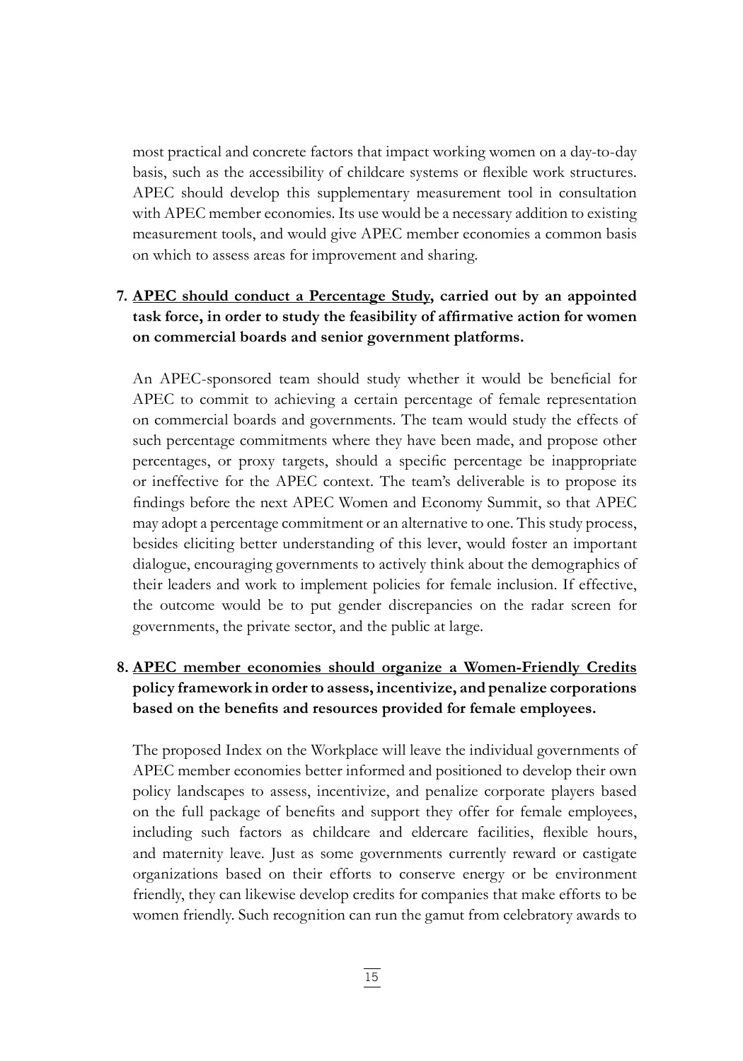most practical and concrete factors that impact working women on a day-to-day basis, such as the accessibility of childcare systems or flexible work structures. APEC should develop this supplementary measurement tool in consultation with APEC member economies. Its use would be a necessary addition to existing measurement tools, and would give APEC member economies a common basis on which to assess areas for improvement and sharing.

7. **<u>APEC should conduct a Percentage Study</u>, carried out by an appointed task force, in order to study the feasibility of affirmative action for women on commercial boards and senior government platforms.**

   An APEC-sponsored team should study whether it would be beneficial for APEC to commit to achieving a certain percentage of female representation on commercial boards and governments. The team would study the effects of such percentage commitments where they have been made, and propose other percentages, or proxy targets, should a specific percentage be inappropriate or ineffective for the APEC context. The team's deliverable is to propose its findings before the next APEC Women and Economy Summit, so that APEC may adopt a percentage commitment or an alternative to one. This study process, besides eliciting better understanding of this lever, would foster an important dialogue, encouraging governments to actively think about the demographics of their leaders and work to implement policies for female inclusion. If effective, the outcome would be to put gender discrepancies on the radar screen for governments, the private sector, and the public at large.

8. **<u>APEC member economies should organize a Women-Friendly Credits</u> policy framework in order to assess, incentivize, and penalize corporations based on the benefits and resources provided for female employees.**

   The proposed Index on the Workplace will leave the individual governments of APEC member economies better informed and positioned to develop their own policy landscapes to assess, incentivize, and penalize corporate players based on the full package of benefits and support they offer for female employees, including such factors as childcare and eldercare facilities, flexible hours, and maternity leave. Just as some governments currently reward or castigate organizations based on their efforts to conserve energy or be environment friendly, they can likewise develop credits for companies that make efforts to be women friendly. Such recognition can run the gamut from celebratory awards to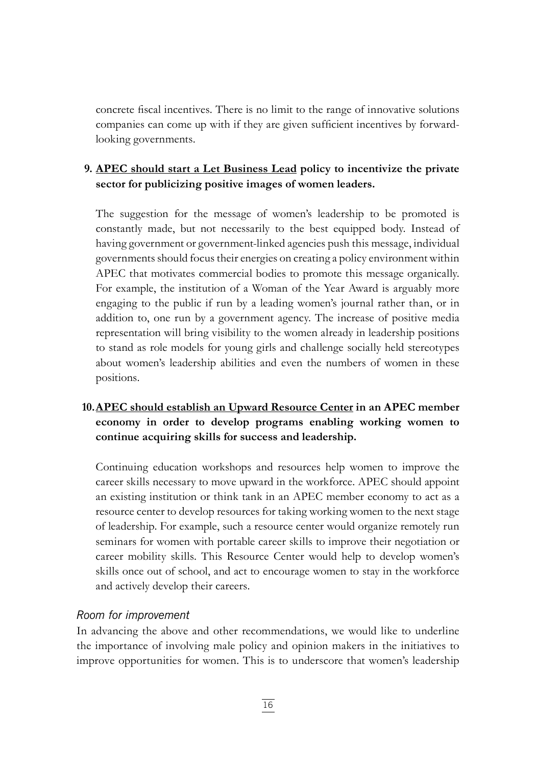concrete fiscal incentives. There is no limit to the range of innovative solutions companies can come up with if they are given sufficient incentives by forward-looking governments.

9. **APEC should start a Let Business Lead policy to incentivize the private sector for publicizing positive images of women leaders.**

   The suggestion for the message of women's leadership to be promoted is constantly made, but not necessarily to the best equipped body. Instead of having government or government-linked agencies push this message, individual governments should focus their energies on creating a policy environment within APEC that motivates commercial bodies to promote this message organically. For example, the institution of a Woman of the Year Award is arguably more engaging to the public if run by a leading women's journal rather than, or in addition to, one run by a government agency. The increase of positive media representation will bring visibility to the women already in leadership positions to stand as role models for young girls and challenge socially held stereotypes about women's leadership abilities and even the numbers of women in these positions.

10. **APEC should establish an Upward Resource Center in an APEC member economy in order to develop programs enabling working women to continue acquiring skills for success and leadership.**

    Continuing education workshops and resources help women to improve the career skills necessary to move upward in the workforce. APEC should appoint an existing institution or think tank in an APEC member economy to act as a resource center to develop resources for taking working women to the next stage of leadership. For example, such a resource center would organize remotely run seminars for women with portable career skills to improve their negotiation or career mobility skills. This Resource Center would help to develop women's skills once out of school, and act to encourage women to stay in the workforce and actively develop their careers.

*Room for improvement*

In advancing the above and other recommendations, we would like to underline the importance of involving male policy and opinion makers in the initiatives to improve opportunities for women. This is to underscore that women's leadership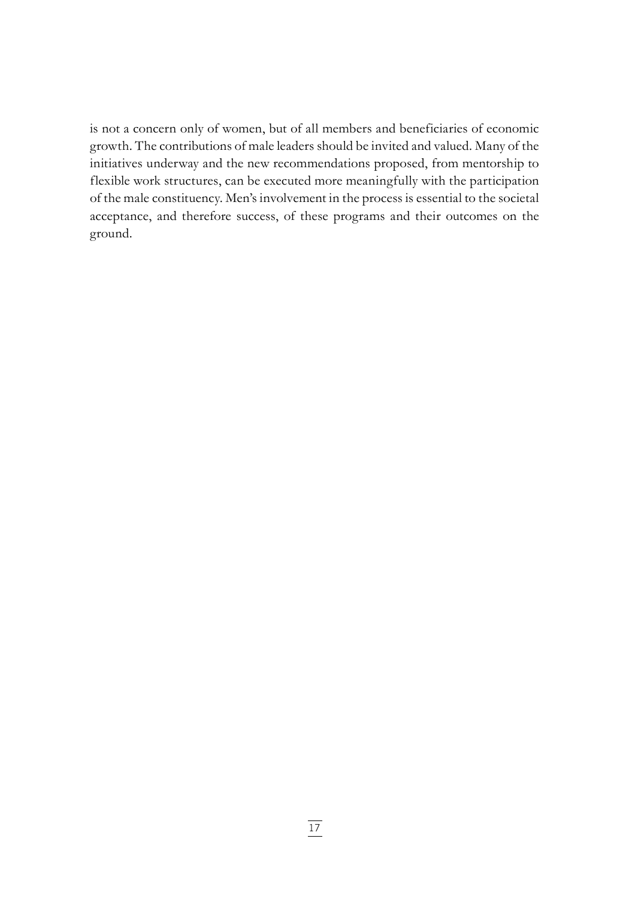is not a concern only of women, but of all members and beneficiaries of economic growth. The contributions of male leaders should be invited and valued. Many of the initiatives underway and the new recommendations proposed, from mentorship to flexible work structures, can be executed more meaningfully with the participation of the male constituency. Men's involvement in the process is essential to the societal acceptance, and therefore success, of these programs and their outcomes on the ground.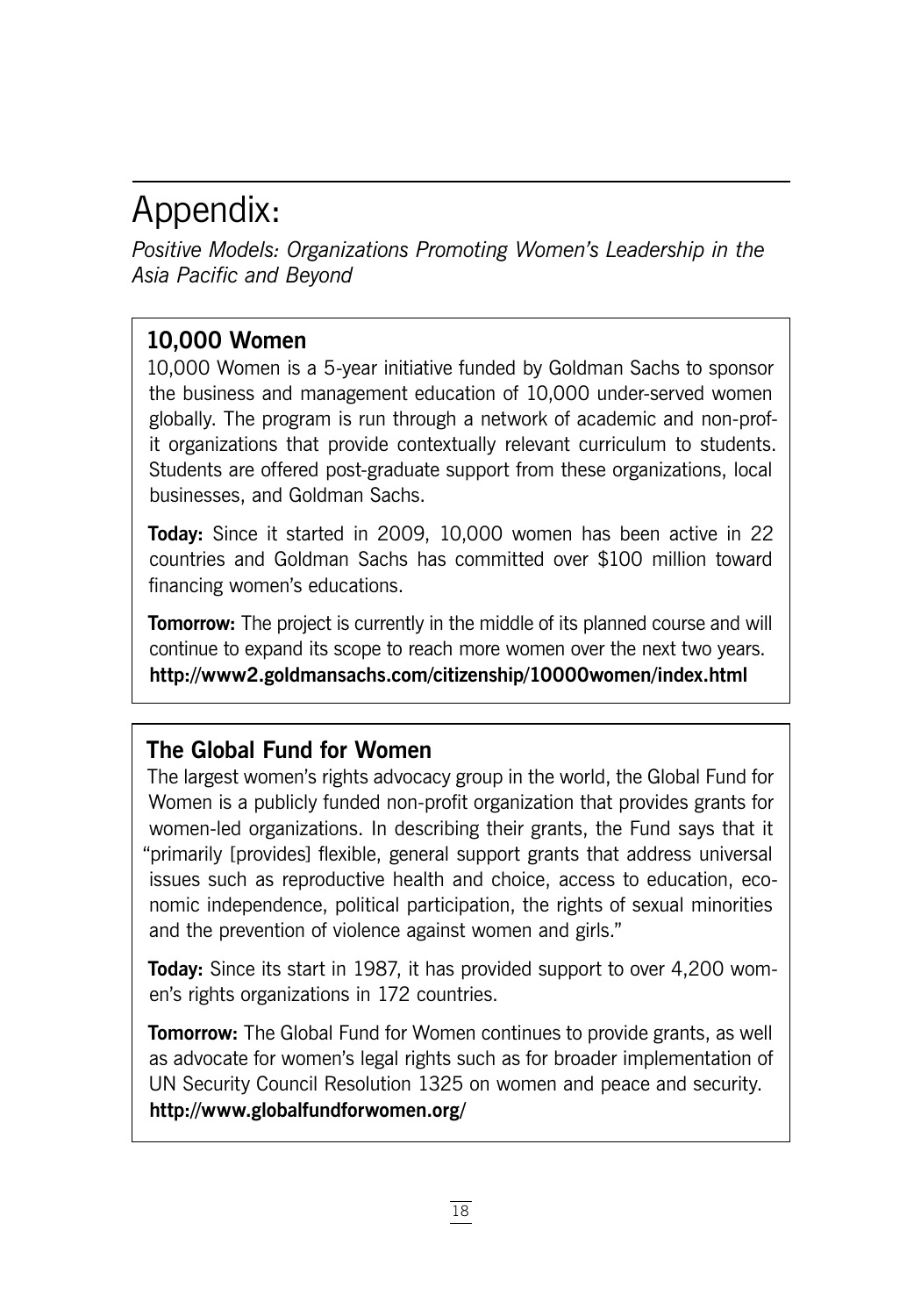# Appendix:

*Positive Models: Organizations Promoting Women's Leadership in the Asia Pacific and Beyond*

## 10,000 Women

10,000 Women is a 5-year initiative funded by Goldman Sachs to sponsor the business and management education of 10,000 under-served women globally. The program is run through a network of academic and non-profit organizations that provide contextually relevant curriculum to students. Students are offered post-graduate support from these organizations, local businesses, and Goldman Sachs.

**Today:** Since it started in 2009, 10,000 women has been active in 22 countries and Goldman Sachs has committed over $100 million toward financing women's educations.

**Tomorrow:** The project is currently in the middle of its planned course and will continue to expand its scope to reach more women over the next two years.
**http://www2.goldmansachs.com/citizenship/10000women/index.html**

## The Global Fund for Women

The largest women's rights advocacy group in the world, the Global Fund for Women is a publicly funded non-profit organization that provides grants for women-led organizations. In describing their grants, the Fund says that it "primarily [provides] flexible, general support grants that address universal issues such as reproductive health and choice, access to education, economic independence, political participation, the rights of sexual minorities and the prevention of violence against women and girls."

**Today:** Since its start in 1987, it has provided support to over 4,200 women's rights organizations in 172 countries.

**Tomorrow:** The Global Fund for Women continues to provide grants, as well as advocate for women's legal rights such as for broader implementation of UN Security Council Resolution 1325 on women and peace and security.
**http://www.globalfundforwomen.org/**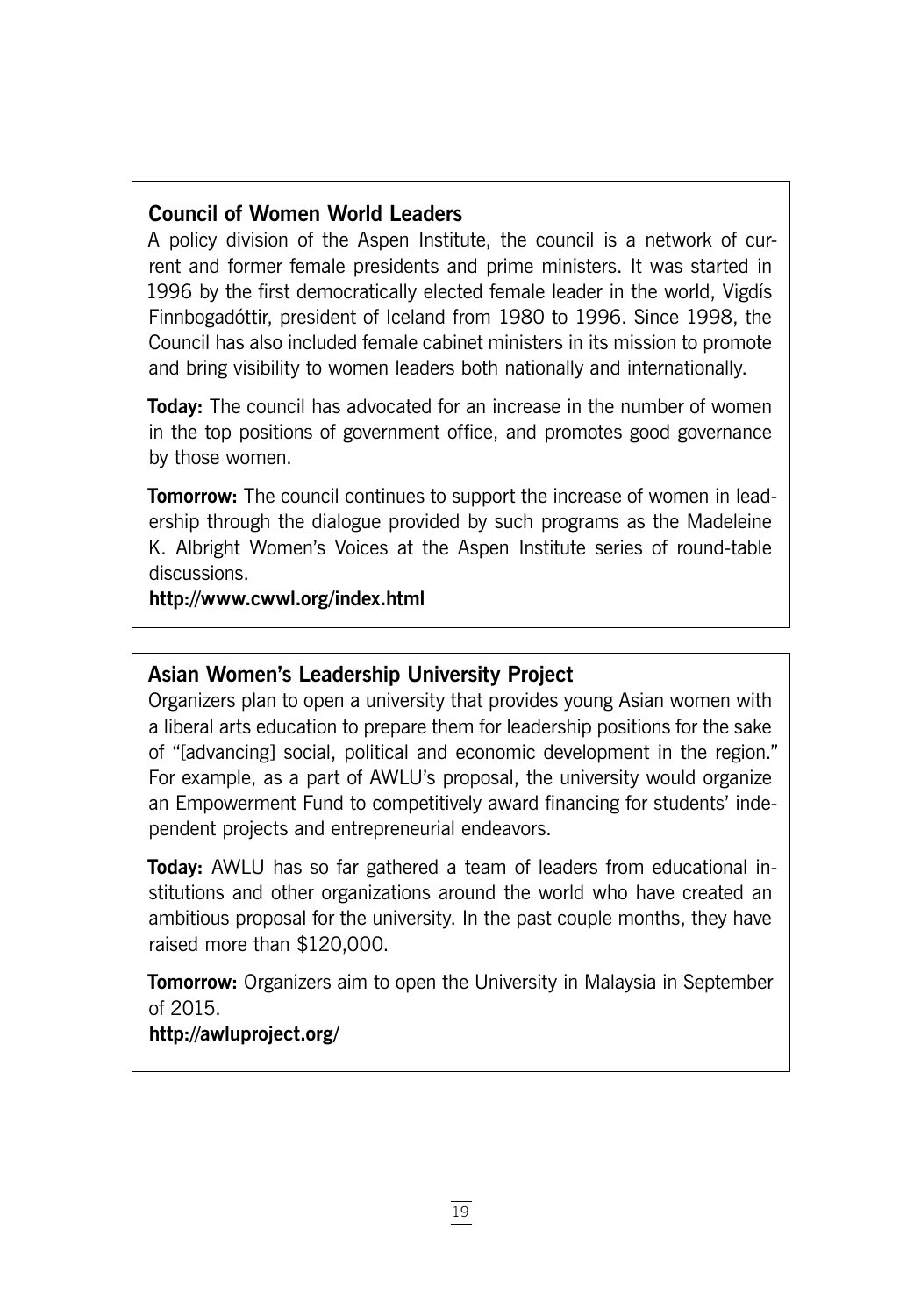### Council of Women World Leaders

A policy division of the Aspen Institute, the council is a network of current and former female presidents and prime ministers. It was started in 1996 by the first democratically elected female leader in the world, Vigdís Finnbogadóttir, president of Iceland from 1980 to 1996. Since 1998, the Council has also included female cabinet ministers in its mission to promote and bring visibility to women leaders both nationally and internationally.

**Today:** The council has advocated for an increase in the number of women in the top positions of government office, and promotes good governance by those women.

**Tomorrow:** The council continues to support the increase of women in leadership through the dialogue provided by such programs as the Madeleine K. Albright Women's Voices at the Aspen Institute series of round-table discussions.

**http://www.cwwl.org/index.html**

### Asian Women's Leadership University Project

Organizers plan to open a university that provides young Asian women with a liberal arts education to prepare them for leadership positions for the sake of "[advancing] social, political and economic development in the region." For example, as a part of AWLU's proposal, the university would organize an Empowerment Fund to competitively award financing for students' independent projects and entrepreneurial endeavors.

**Today:** AWLU has so far gathered a team of leaders from educational institutions and other organizations around the world who have created an ambitious proposal for the university. In the past couple months, they have raised more than $120,000.

**Tomorrow:** Organizers aim to open the University in Malaysia in September of 2015.

**http://awluproject.org/**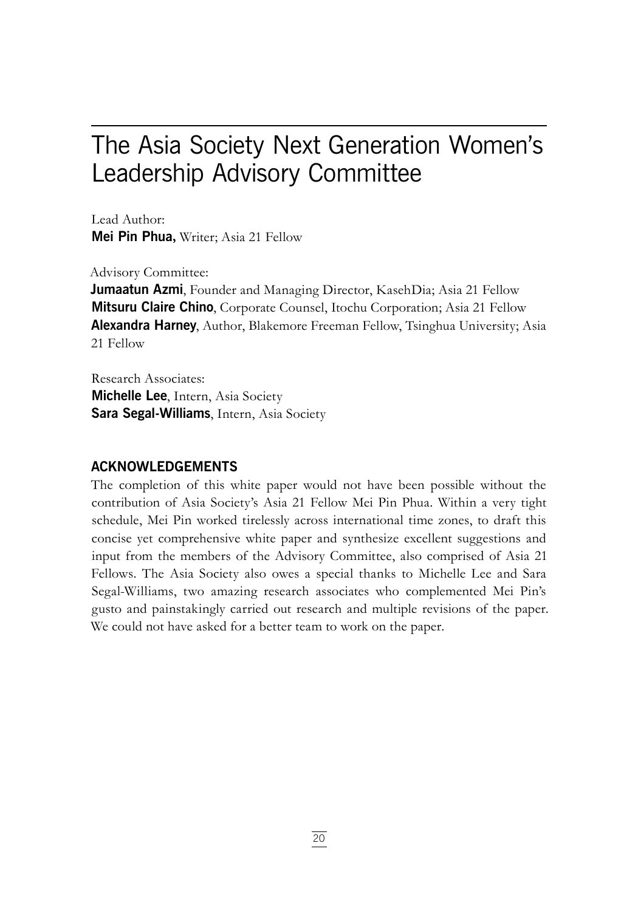# The Asia Society Next Generation Women's Leadership Advisory Committee

Lead Author:
**Mei Pin Phua,** Writer; Asia 21 Fellow

Advisory Committee:
**Jumaatun Azmi**, Founder and Managing Director, KasehDia; Asia 21 Fellow
**Mitsuru Claire Chino**, Corporate Counsel, Itochu Corporation; Asia 21 Fellow
**Alexandra Harney**, Author, Blakemore Freeman Fellow, Tsinghua University; Asia 21 Fellow

Research Associates:
**Michelle Lee**, Intern, Asia Society
**Sara Segal-Williams**, Intern, Asia Society

## ACKNOWLEDGEMENTS

The completion of this white paper would not have been possible without the contribution of Asia Society's Asia 21 Fellow Mei Pin Phua. Within a very tight schedule, Mei Pin worked tirelessly across international time zones, to draft this concise yet comprehensive white paper and synthesize excellent suggestions and input from the members of the Advisory Committee, also comprised of Asia 21 Fellows. The Asia Society also owes a special thanks to Michelle Lee and Sara Segal-Williams, two amazing research associates who complemented Mei Pin's gusto and painstakingly carried out research and multiple revisions of the paper. We could not have asked for a better team to work on the paper.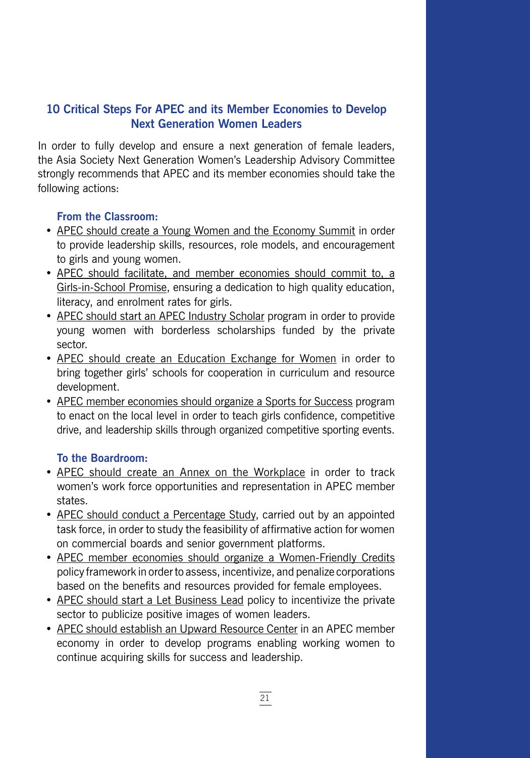## 10 Critical Steps For APEC and its Member Economies to Develop Next Generation Women Leaders

In order to fully develop and ensure a next generation of female leaders, the Asia Society Next Generation Women's Leadership Advisory Committee strongly recommends that APEC and its member economies should take the following actions:

### From the Classroom:

- APEC should create a Young Women and the Economy Summit in order to provide leadership skills, resources, role models, and encouragement to girls and young women.
- APEC should facilitate, and member economies should commit to, a Girls-in-School Promise, ensuring a dedication to high quality education, literacy, and enrolment rates for girls.
- APEC should start an APEC Industry Scholar program in order to provide young women with borderless scholarships funded by the private sector.
- APEC should create an Education Exchange for Women in order to bring together girls' schools for cooperation in curriculum and resource development.
- APEC member economies should organize a Sports for Success program to enact on the local level in order to teach girls confidence, competitive drive, and leadership skills through organized competitive sporting events.

### To the Boardroom:

- APEC should create an Annex on the Workplace in order to track women's work force opportunities and representation in APEC member states.
- APEC should conduct a Percentage Study, carried out by an appointed task force, in order to study the feasibility of affirmative action for women on commercial boards and senior government platforms.
- APEC member economies should organize a Women-Friendly Credits policy framework in order to assess, incentivize, and penalize corporations based on the benefits and resources provided for female employees.
- APEC should start a Let Business Lead policy to incentivize the private sector to publicize positive images of women leaders.
- APEC should establish an Upward Resource Center in an APEC member economy in order to develop programs enabling working women to continue acquiring skills for success and leadership.